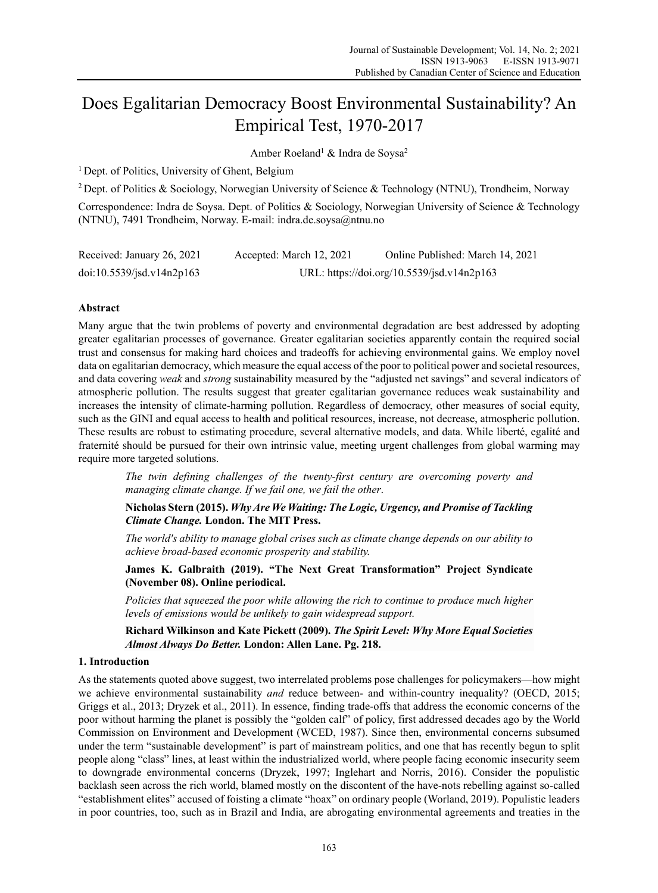# Does Egalitarian Democracy Boost Environmental Sustainability? An Empirical Test, 1970-2017

Amber Roeland[1] & Indra de Soysa[2]

[1] Dept. of Politics, University of Ghent, Belgium

[2] Dept. of Politics & Sociology, Norwegian University of Science & Technology (NTNU), Trondheim, Norway

Correspondence: Indra de Soysa. Dept. of Politics & Sociology, Norwegian University of Science & Technology (NTNU), 7491 Trondheim, Norway. E-mail: indra.de.soysa@ntnu.no

Received: January 26, 2021 Accepted: March 12, 2021 Online Published: March 14, 2021

doi:10.5539/jsd.v14n2p163 URL: https://doi.org/10.5539/jsd.v14n2p163

## Abstract

Many argue that the twin problems of poverty and environmental degradation are best addressed by adopting greater egalitarian processes of governance. Greater egalitarian societies apparently contain the required social trust and consensus for making hard choices and tradeoffs for achieving environmental gains. We employ novel data on egalitarian democracy, which measure the equal access of the poor to political power and societal resources, and data covering *weak* and *strong* sustainability measured by the "adjusted net savings" and several indicators of atmospheric pollution. The results suggest that greater egalitarian governance reduces weak sustainability and increases the intensity of climate-harming pollution. Regardless of democracy, other measures of social equity, such as the GINI and equal access to health and political resources, increase, not decrease, atmospheric pollution. These results are robust to estimating procedure, several alternative models, and data. While liberté, egalité and fraternité should be pursued for their own intrinsic value, meeting urgent challenges from global warming may require more targeted solutions.

> *The twin defining challenges of the twenty-first century are overcoming poverty and managing climate change. If we fail one, we fail the other.*
>
> **Nicholas Stern (2015).** ***Why Are We Waiting: The Logic, Urgency, and Promise of Tackling Climate Change.*** **London. The MIT Press.**
>
> *The world's ability to manage global crises such as climate change depends on our ability to achieve broad-based economic prosperity and stability.*
>
> **James K. Galbraith (2019). "The Next Great Transformation" Project Syndicate (November 08). Online periodical.**
>
> *Policies that squeezed the poor while allowing the rich to continue to produce much higher levels of emissions would be unlikely to gain widespread support.*
>
> **Richard Wilkinson and Kate Pickett (2009).** ***The Spirit Level: Why More Equal Societies Almost Always Do Better.*** **London: Allen Lane. Pg. 218.**

## 1. Introduction

As the statements quoted above suggest, two interrelated problems pose challenges for policymakers—how might we achieve environmental sustainability *and* reduce between- and within-country inequality? (OECD, 2015; Griggs et al., 2013; Dryzek et al., 2011). In essence, finding trade-offs that address the economic concerns of the poor without harming the planet is possibly the "golden calf" of policy, first addressed decades ago by the World Commission on Environment and Development (WCED, 1987). Since then, environmental concerns subsumed under the term "sustainable development" is part of mainstream politics, and one that has recently begun to split people along "class" lines, at least within the industrialized world, where people facing economic insecurity seem to downgrade environmental concerns (Dryzek, 1997; Inglehart and Norris, 2016). Consider the populistic backlash seen across the rich world, blamed mostly on the discontent of the have-nots rebelling against so-called "establishment elites" accused of foisting a climate "hoax" on ordinary people (Worland, 2019). Populistic leaders in poor countries, too, such as in Brazil and India, are abrogating environmental agreements and treaties in the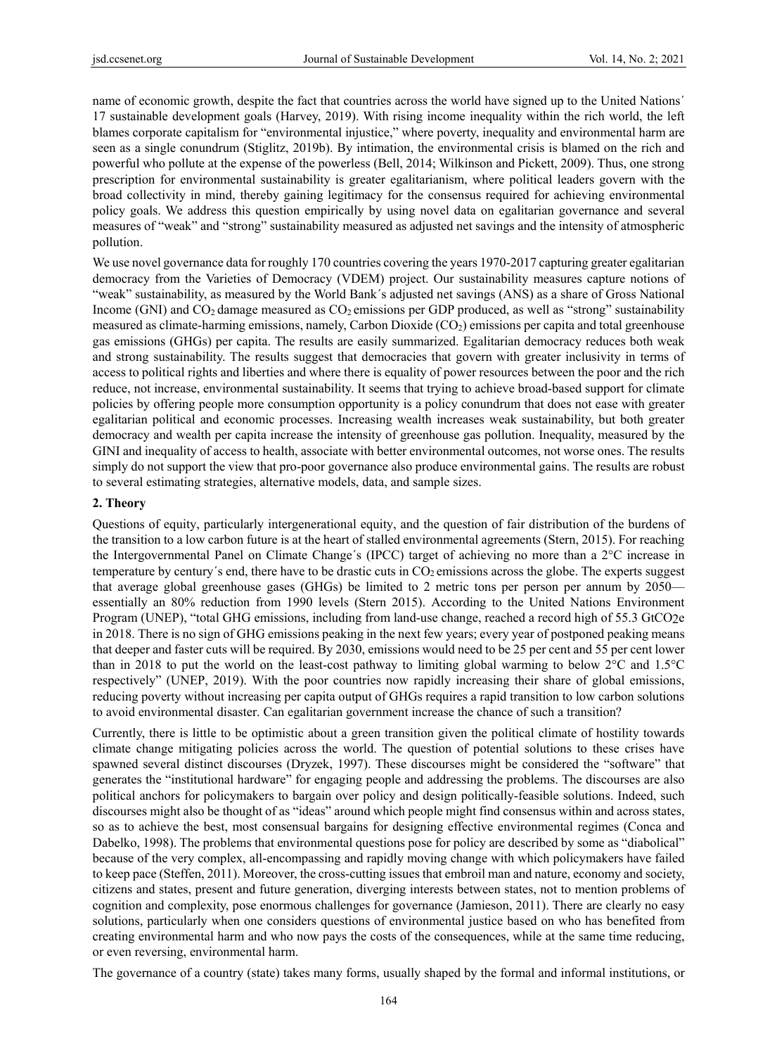name of economic growth, despite the fact that countries across the world have signed up to the United Nations´ 17 sustainable development goals (Harvey, 2019). With rising income inequality within the rich world, the left blames corporate capitalism for "environmental injustice," where poverty, inequality and environmental harm are seen as a single conundrum (Stiglitz, 2019b). By intimation, the environmental crisis is blamed on the rich and powerful who pollute at the expense of the powerless (Bell, 2014; Wilkinson and Pickett, 2009). Thus, one strong prescription for environmental sustainability is greater egalitarianism, where political leaders govern with the broad collectivity in mind, thereby gaining legitimacy for the consensus required for achieving environmental policy goals. We address this question empirically by using novel data on egalitarian governance and several measures of "weak" and "strong" sustainability measured as adjusted net savings and the intensity of atmospheric pollution.

We use novel governance data for roughly 170 countries covering the years 1970-2017 capturing greater egalitarian democracy from the Varieties of Democracy (VDEM) project. Our sustainability measures capture notions of "weak" sustainability, as measured by the World Bank´s adjusted net savings (ANS) as a share of Gross National Income (GNI) and $CO_2$ damage measured as $CO_2$ emissions per GDP produced, as well as "strong" sustainability measured as climate-harming emissions, namely, Carbon Dioxide ($CO_2$) emissions per capita and total greenhouse gas emissions (GHGs) per capita. The results are easily summarized. Egalitarian democracy reduces both weak and strong sustainability. The results suggest that democracies that govern with greater inclusivity in terms of access to political rights and liberties and where there is equality of power resources between the poor and the rich reduce, not increase, environmental sustainability. It seems that trying to achieve broad-based support for climate policies by offering people more consumption opportunity is a policy conundrum that does not ease with greater egalitarian political and economic processes. Increasing wealth increases weak sustainability, but both greater democracy and wealth per capita increase the intensity of greenhouse gas pollution. Inequality, measured by the GINI and inequality of access to health, associate with better environmental outcomes, not worse ones. The results simply do not support the view that pro-poor governance also produce environmental gains. The results are robust to several estimating strategies, alternative models, data, and sample sizes.

## 2. Theory

Questions of equity, particularly intergenerational equity, and the question of fair distribution of the burdens of the transition to a low carbon future is at the heart of stalled environmental agreements (Stern, 2015). For reaching the Intergovernmental Panel on Climate Change´s (IPCC) target of achieving no more than a 2°C increase in temperature by century´s end, there have to be drastic cuts in $CO_2$ emissions across the globe. The experts suggest that average global greenhouse gases (GHGs) be limited to 2 metric tons per person per annum by 2050—essentially an 80% reduction from 1990 levels (Stern 2015). According to the United Nations Environment Program (UNEP), "total GHG emissions, including from land-use change, reached a record high of 55.3 $GtCO_2e$ in 2018. There is no sign of GHG emissions peaking in the next few years; every year of postponed peaking means that deeper and faster cuts will be required. By 2030, emissions would need to be 25 per cent and 55 per cent lower than in 2018 to put the world on the least-cost pathway to limiting global warming to below 2°C and 1.5°C respectively" (UNEP, 2019). With the poor countries now rapidly increasing their share of global emissions, reducing poverty without increasing per capita output of GHGs requires a rapid transition to low carbon solutions to avoid environmental disaster. Can egalitarian government increase the chance of such a transition?

Currently, there is little to be optimistic about a green transition given the political climate of hostility towards climate change mitigating policies across the world. The question of potential solutions to these crises have spawned several distinct discourses (Dryzek, 1997). These discourses might be considered the "software" that generates the "institutional hardware" for engaging people and addressing the problems. The discourses are also political anchors for policymakers to bargain over policy and design politically-feasible solutions. Indeed, such discourses might also be thought of as "ideas" around which people might find consensus within and across states, so as to achieve the best, most consensual bargains for designing effective environmental regimes (Conca and Dabelko, 1998). The problems that environmental questions pose for policy are described by some as "diabolical" because of the very complex, all-encompassing and rapidly moving change with which policymakers have failed to keep pace (Steffen, 2011). Moreover, the cross-cutting issues that embroil man and nature, economy and society, citizens and states, present and future generation, diverging interests between states, not to mention problems of cognition and complexity, pose enormous challenges for governance (Jamieson, 2011). There are clearly no easy solutions, particularly when one considers questions of environmental justice based on who has benefited from creating environmental harm and who now pays the costs of the consequences, while at the same time reducing, or even reversing, environmental harm.

The governance of a country (state) takes many forms, usually shaped by the formal and informal institutions, or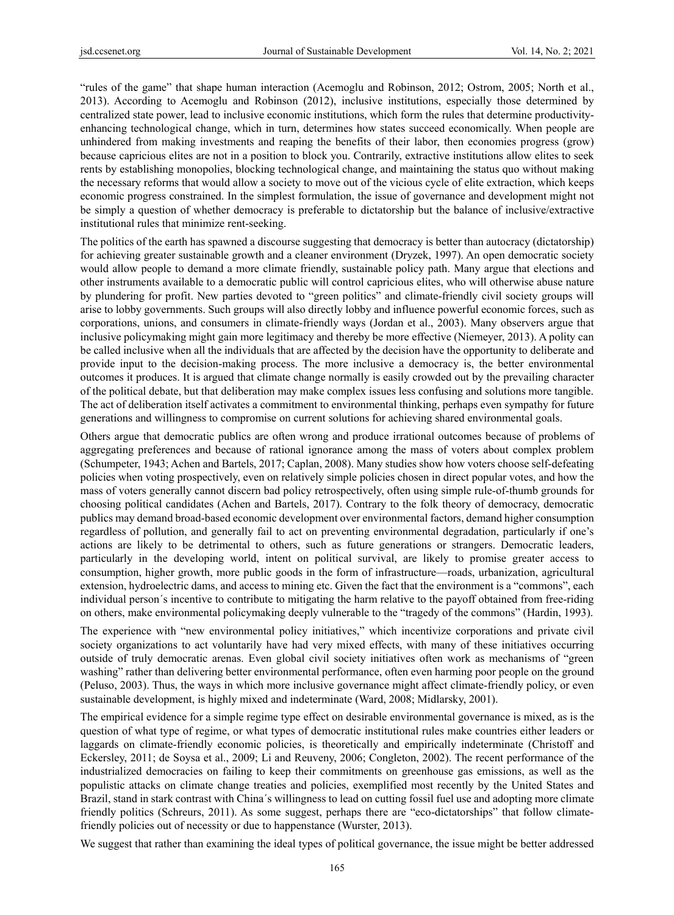"rules of the game" that shape human interaction (Acemoglu and Robinson, 2012; Ostrom, 2005; North et al., 2013). According to Acemoglu and Robinson (2012), inclusive institutions, especially those determined by centralized state power, lead to inclusive economic institutions, which form the rules that determine productivity-enhancing technological change, which in turn, determines how states succeed economically. When people are unhindered from making investments and reaping the benefits of their labor, then economies progress (grow) because capricious elites are not in a position to block you. Contrarily, extractive institutions allow elites to seek rents by establishing monopolies, blocking technological change, and maintaining the status quo without making the necessary reforms that would allow a society to move out of the vicious cycle of elite extraction, which keeps economic progress constrained. In the simplest formulation, the issue of governance and development might not be simply a question of whether democracy is preferable to dictatorship but the balance of inclusive/extractive institutional rules that minimize rent-seeking.

The politics of the earth has spawned a discourse suggesting that democracy is better than autocracy (dictatorship) for achieving greater sustainable growth and a cleaner environment (Dryzek, 1997). An open democratic society would allow people to demand a more climate friendly, sustainable policy path. Many argue that elections and other instruments available to a democratic public will control capricious elites, who will otherwise abuse nature by plundering for profit. New parties devoted to "green politics" and climate-friendly civil society groups will arise to lobby governments. Such groups will also directly lobby and influence powerful economic forces, such as corporations, unions, and consumers in climate-friendly ways (Jordan et al., 2003). Many observers argue that inclusive policymaking might gain more legitimacy and thereby be more effective (Niemeyer, 2013). A polity can be called inclusive when all the individuals that are affected by the decision have the opportunity to deliberate and provide input to the decision-making process. The more inclusive a democracy is, the better environmental outcomes it produces. It is argued that climate change normally is easily crowded out by the prevailing character of the political debate, but that deliberation may make complex issues less confusing and solutions more tangible. The act of deliberation itself activates a commitment to environmental thinking, perhaps even sympathy for future generations and willingness to compromise on current solutions for achieving shared environmental goals.

Others argue that democratic publics are often wrong and produce irrational outcomes because of problems of aggregating preferences and because of rational ignorance among the mass of voters about complex problem (Schumpeter, 1943; Achen and Bartels, 2017; Caplan, 2008). Many studies show how voters choose self-defeating policies when voting prospectively, even on relatively simple policies chosen in direct popular votes, and how the mass of voters generally cannot discern bad policy retrospectively, often using simple rule-of-thumb grounds for choosing political candidates (Achen and Bartels, 2017). Contrary to the folk theory of democracy, democratic publics may demand broad-based economic development over environmental factors, demand higher consumption regardless of pollution, and generally fail to act on preventing environmental degradation, particularly if one's actions are likely to be detrimental to others, such as future generations or strangers. Democratic leaders, particularly in the developing world, intent on political survival, are likely to promise greater access to consumption, higher growth, more public goods in the form of infrastructure—roads, urbanization, agricultural extension, hydroelectric dams, and access to mining etc. Given the fact that the environment is a "commons", each individual person´s incentive to contribute to mitigating the harm relative to the payoff obtained from free-riding on others, make environmental policymaking deeply vulnerable to the "tragedy of the commons" (Hardin, 1993).

The experience with "new environmental policy initiatives," which incentivize corporations and private civil society organizations to act voluntarily have had very mixed effects, with many of these initiatives occurring outside of truly democratic arenas. Even global civil society initiatives often work as mechanisms of "green washing" rather than delivering better environmental performance, often even harming poor people on the ground (Peluso, 2003). Thus, the ways in which more inclusive governance might affect climate-friendly policy, or even sustainable development, is highly mixed and indeterminate (Ward, 2008; Midlarsky, 2001).

The empirical evidence for a simple regime type effect on desirable environmental governance is mixed, as is the question of what type of regime, or what types of democratic institutional rules make countries either leaders or laggards on climate-friendly economic policies, is theoretically and empirically indeterminate (Christoff and Eckersley, 2011; de Soysa et al., 2009; Li and Reuveny, 2006; Congleton, 2002). The recent performance of the industrialized democracies on failing to keep their commitments on greenhouse gas emissions, as well as the populistic attacks on climate change treaties and policies, exemplified most recently by the United States and Brazil, stand in stark contrast with China´s willingness to lead on cutting fossil fuel use and adopting more climate friendly politics (Schreurs, 2011). As some suggest, perhaps there are "eco-dictatorships" that follow climate-friendly policies out of necessity or due to happenstance (Wurster, 2013).

We suggest that rather than examining the ideal types of political governance, the issue might be better addressed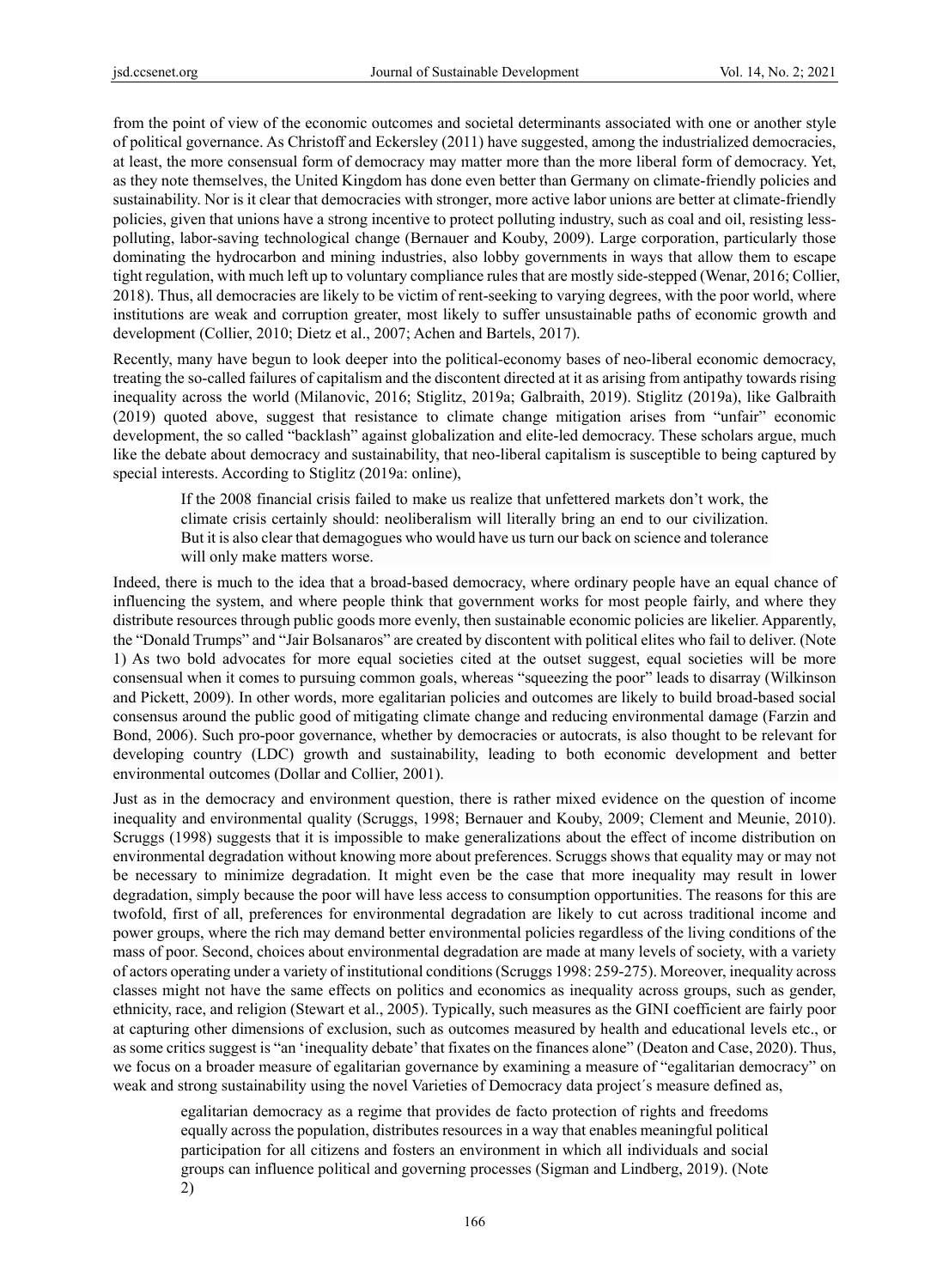from the point of view of the economic outcomes and societal determinants associated with one or another style of political governance. As Christoff and Eckersley (2011) have suggested, among the industrialized democracies, at least, the more consensual form of democracy may matter more than the more liberal form of democracy. Yet, as they note themselves, the United Kingdom has done even better than Germany on climate-friendly policies and sustainability. Nor is it clear that democracies with stronger, more active labor unions are better at climate-friendly policies, given that unions have a strong incentive to protect polluting industry, such as coal and oil, resisting less-polluting, labor-saving technological change (Bernauer and Kouby, 2009). Large corporation, particularly those dominating the hydrocarbon and mining industries, also lobby governments in ways that allow them to escape tight regulation, with much left up to voluntary compliance rules that are mostly side-stepped (Wenar, 2016; Collier, 2018). Thus, all democracies are likely to be victim of rent-seeking to varying degrees, with the poor world, where institutions are weak and corruption greater, most likely to suffer unsustainable paths of economic growth and development (Collier, 2010; Dietz et al., 2007; Achen and Bartels, 2017).

Recently, many have begun to look deeper into the political-economy bases of neo-liberal economic democracy, treating the so-called failures of capitalism and the discontent directed at it as arising from antipathy towards rising inequality across the world (Milanovic, 2016; Stiglitz, 2019a; Galbraith, 2019). Stiglitz (2019a), like Galbraith (2019) quoted above, suggest that resistance to climate change mitigation arises from "unfair" economic development, the so called "backlash" against globalization and elite-led democracy. These scholars argue, much like the debate about democracy and sustainability, that neo-liberal capitalism is susceptible to being captured by special interests. According to Stiglitz (2019a: online),

> If the 2008 financial crisis failed to make us realize that unfettered markets don't work, the climate crisis certainly should: neoliberalism will literally bring an end to our civilization. But it is also clear that demagogues who would have us turn our back on science and tolerance will only make matters worse.

Indeed, there is much to the idea that a broad-based democracy, where ordinary people have an equal chance of influencing the system, and where people think that government works for most people fairly, and where they distribute resources through public goods more evenly, then sustainable economic policies are likelier. Apparently, the "Donald Trumps" and "Jair Bolsanaros" are created by discontent with political elites who fail to deliver. (Note 1) As two bold advocates for more equal societies cited at the outset suggest, equal societies will be more consensual when it comes to pursuing common goals, whereas "squeezing the poor" leads to disarray (Wilkinson and Pickett, 2009). In other words, more egalitarian policies and outcomes are likely to build broad-based social consensus around the public good of mitigating climate change and reducing environmental damage (Farzin and Bond, 2006). Such pro-poor governance, whether by democracies or autocrats, is also thought to be relevant for developing country (LDC) growth and sustainability, leading to both economic development and better environmental outcomes (Dollar and Collier, 2001).

Just as in the democracy and environment question, there is rather mixed evidence on the question of income inequality and environmental quality (Scruggs, 1998; Bernauer and Kouby, 2009; Clement and Meunie, 2010). Scruggs (1998) suggests that it is impossible to make generalizations about the effect of income distribution on environmental degradation without knowing more about preferences. Scruggs shows that equality may or may not be necessary to minimize degradation. It might even be the case that more inequality may result in lower degradation, simply because the poor will have less access to consumption opportunities. The reasons for this are twofold, first of all, preferences for environmental degradation are likely to cut across traditional income and power groups, where the rich may demand better environmental policies regardless of the living conditions of the mass of poor. Second, choices about environmental degradation are made at many levels of society, with a variety of actors operating under a variety of institutional conditions (Scruggs 1998: 259-275). Moreover, inequality across classes might not have the same effects on politics and economics as inequality across groups, such as gender, ethnicity, race, and religion (Stewart et al., 2005). Typically, such measures as the GINI coefficient are fairly poor at capturing other dimensions of exclusion, such as outcomes measured by health and educational levels etc., or as some critics suggest is "an 'inequality debate' that fixates on the finances alone" (Deaton and Case, 2020). Thus, we focus on a broader measure of egalitarian governance by examining a measure of "egalitarian democracy" on weak and strong sustainability using the novel Varieties of Democracy data project´s measure defined as,

> egalitarian democracy as a regime that provides de facto protection of rights and freedoms equally across the population, distributes resources in a way that enables meaningful political participation for all citizens and fosters an environment in which all individuals and social groups can influence political and governing processes (Sigman and Lindberg, 2019). (Note 2)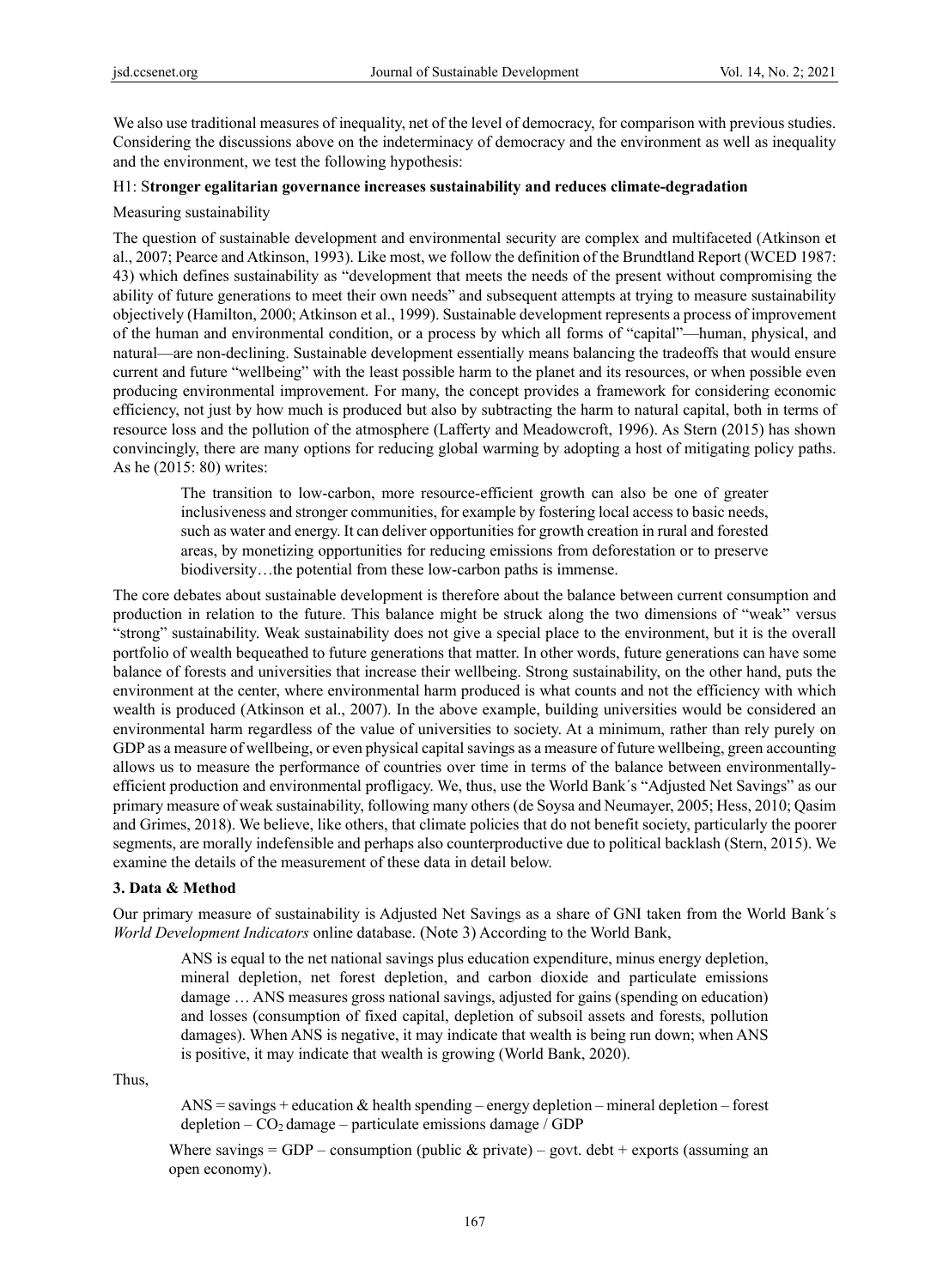We also use traditional measures of inequality, net of the level of democracy, for comparison with previous studies. Considering the discussions above on the indeterminacy of democracy and the environment as well as inequality and the environment, we test the following hypothesis:

H1: S**tronger egalitarian governance increases sustainability and reduces climate-degradation**

Measuring sustainability

The question of sustainable development and environmental security are complex and multifaceted (Atkinson et al., 2007; Pearce and Atkinson, 1993). Like most, we follow the definition of the Brundtland Report (WCED 1987: 43) which defines sustainability as "development that meets the needs of the present without compromising the ability of future generations to meet their own needs" and subsequent attempts at trying to measure sustainability objectively (Hamilton, 2000; Atkinson et al., 1999). Sustainable development represents a process of improvement of the human and environmental condition, or a process by which all forms of "capital"—human, physical, and natural—are non-declining. Sustainable development essentially means balancing the tradeoffs that would ensure current and future "wellbeing" with the least possible harm to the planet and its resources, or when possible even producing environmental improvement. For many, the concept provides a framework for considering economic efficiency, not just by how much is produced but also by subtracting the harm to natural capital, both in terms of resource loss and the pollution of the atmosphere (Lafferty and Meadowcroft, 1996). As Stern (2015) has shown convincingly, there are many options for reducing global warming by adopting a host of mitigating policy paths. As he (2015: 80) writes:

> The transition to low-carbon, more resource-efficient growth can also be one of greater inclusiveness and stronger communities, for example by fostering local access to basic needs, such as water and energy. It can deliver opportunities for growth creation in rural and forested areas, by monetizing opportunities for reducing emissions from deforestation or to preserve biodiversity…the potential from these low-carbon paths is immense.

The core debates about sustainable development is therefore about the balance between current consumption and production in relation to the future. This balance might be struck along the two dimensions of "weak" versus "strong" sustainability. Weak sustainability does not give a special place to the environment, but it is the overall portfolio of wealth bequeathed to future generations that matter. In other words, future generations can have some balance of forests and universities that increase their wellbeing. Strong sustainability, on the other hand, puts the environment at the center, where environmental harm produced is what counts and not the efficiency with which wealth is produced (Atkinson et al., 2007). In the above example, building universities would be considered an environmental harm regardless of the value of universities to society. At a minimum, rather than rely purely on GDP as a measure of wellbeing, or even physical capital savings as a measure of future wellbeing, green accounting allows us to measure the performance of countries over time in terms of the balance between environmentally-efficient production and environmental profligacy. We, thus, use the World Bank´s "Adjusted Net Savings" as our primary measure of weak sustainability, following many others (de Soysa and Neumayer, 2005; Hess, 2010; Qasim and Grimes, 2018). We believe, like others, that climate policies that do not benefit society, particularly the poorer segments, are morally indefensible and perhaps also counterproductive due to political backlash (Stern, 2015). We examine the details of the measurement of these data in detail below.

## 3. Data & Method

Our primary measure of sustainability is Adjusted Net Savings as a share of GNI taken from the World Bank´s *World Development Indicators* online database. (Note 3) According to the World Bank,

> ANS is equal to the net national savings plus education expenditure, minus energy depletion, mineral depletion, net forest depletion, and carbon dioxide and particulate emissions damage … ANS measures gross national savings, adjusted for gains (spending on education) and losses (consumption of fixed capital, depletion of subsoil assets and forests, pollution damages). When ANS is negative, it may indicate that wealth is being run down; when ANS is positive, it may indicate that wealth is growing (World Bank, 2020).

Thus,

> ANS = savings + education & health spending – energy depletion – mineral depletion – forest depletion – $CO_2$ damage – particulate emissions damage / GDP

> Where savings = GDP – consumption (public & private) – govt. debt + exports (assuming an open economy).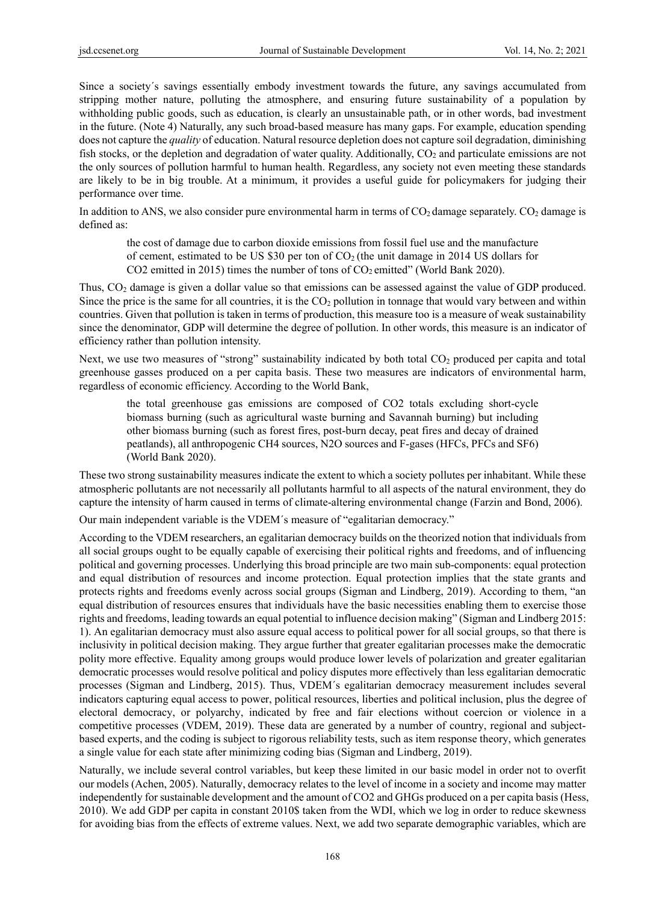Since a society´s savings essentially embody investment towards the future, any savings accumulated from stripping mother nature, polluting the atmosphere, and ensuring future sustainability of a population by withholding public goods, such as education, is clearly an unsustainable path, or in other words, bad investment in the future. (Note 4) Naturally, any such broad-based measure has many gaps. For example, education spending does not capture the *quality* of education. Natural resource depletion does not capture soil degradation, diminishing fish stocks, or the depletion and degradation of water quality. Additionally, $CO_2$ and particulate emissions are not the only sources of pollution harmful to human health. Regardless, any society not even meeting these standards are likely to be in big trouble. At a minimum, it provides a useful guide for policymakers for judging their performance over time.

In addition to ANS, we also consider pure environmental harm in terms of $CO_2$ damage separately. $CO_2$ damage is defined as:

> the cost of damage due to carbon dioxide emissions from fossil fuel use and the manufacture of cement, estimated to be US $30 per ton of $CO_2$ (the unit damage in 2014 US dollars for CO2 emitted in 2015) times the number of tons of $CO_2$ emitted" (World Bank 2020).

Thus, $CO_2$ damage is given a dollar value so that emissions can be assessed against the value of GDP produced. Since the price is the same for all countries, it is the $CO_2$ pollution in tonnage that would vary between and within countries. Given that pollution is taken in terms of production, this measure too is a measure of weak sustainability since the denominator, GDP will determine the degree of pollution. In other words, this measure is an indicator of efficiency rather than pollution intensity.

Next, we use two measures of "strong" sustainability indicated by both total $CO_2$ produced per capita and total greenhouse gasses produced on a per capita basis. These two measures are indicators of environmental harm, regardless of economic efficiency. According to the World Bank,

> the total greenhouse gas emissions are composed of CO2 totals excluding short-cycle biomass burning (such as agricultural waste burning and Savannah burning) but including other biomass burning (such as forest fires, post-burn decay, peat fires and decay of drained peatlands), all anthropogenic CH4 sources, N2O sources and F-gases (HFCs, PFCs and SF6) (World Bank 2020).

These two strong sustainability measures indicate the extent to which a society pollutes per inhabitant. While these atmospheric pollutants are not necessarily all pollutants harmful to all aspects of the natural environment, they do capture the intensity of harm caused in terms of climate-altering environmental change (Farzin and Bond, 2006).

Our main independent variable is the VDEM´s measure of "egalitarian democracy."

According to the VDEM researchers, an egalitarian democracy builds on the theorized notion that individuals from all social groups ought to be equally capable of exercising their political rights and freedoms, and of influencing political and governing processes. Underlying this broad principle are two main sub-components: equal protection and equal distribution of resources and income protection. Equal protection implies that the state grants and protects rights and freedoms evenly across social groups (Sigman and Lindberg, 2019). According to them, "an equal distribution of resources ensures that individuals have the basic necessities enabling them to exercise those rights and freedoms, leading towards an equal potential to influence decision making" (Sigman and Lindberg 2015: 1). An egalitarian democracy must also assure equal access to political power for all social groups, so that there is inclusivity in political decision making. They argue further that greater egalitarian processes make the democratic polity more effective. Equality among groups would produce lower levels of polarization and greater egalitarian democratic processes would resolve political and policy disputes more effectively than less egalitarian democratic processes (Sigman and Lindberg, 2015). Thus, VDEM´s egalitarian democracy measurement includes several indicators capturing equal access to power, political resources, liberties and political inclusion, plus the degree of electoral democracy, or polyarchy, indicated by free and fair elections without coercion or violence in a competitive processes (VDEM, 2019). These data are generated by a number of country, regional and subject-based experts, and the coding is subject to rigorous reliability tests, such as item response theory, which generates a single value for each state after minimizing coding bias (Sigman and Lindberg, 2019).

Naturally, we include several control variables, but keep these limited in our basic model in order not to overfit our models (Achen, 2005). Naturally, democracy relates to the level of income in a society and income may matter independently for sustainable development and the amount of CO2 and GHGs produced on a per capita basis (Hess, 2010). We add GDP per capita in constant 2010$ taken from the WDI, which we log in order to reduce skewness for avoiding bias from the effects of extreme values. Next, we add two separate demographic variables, which are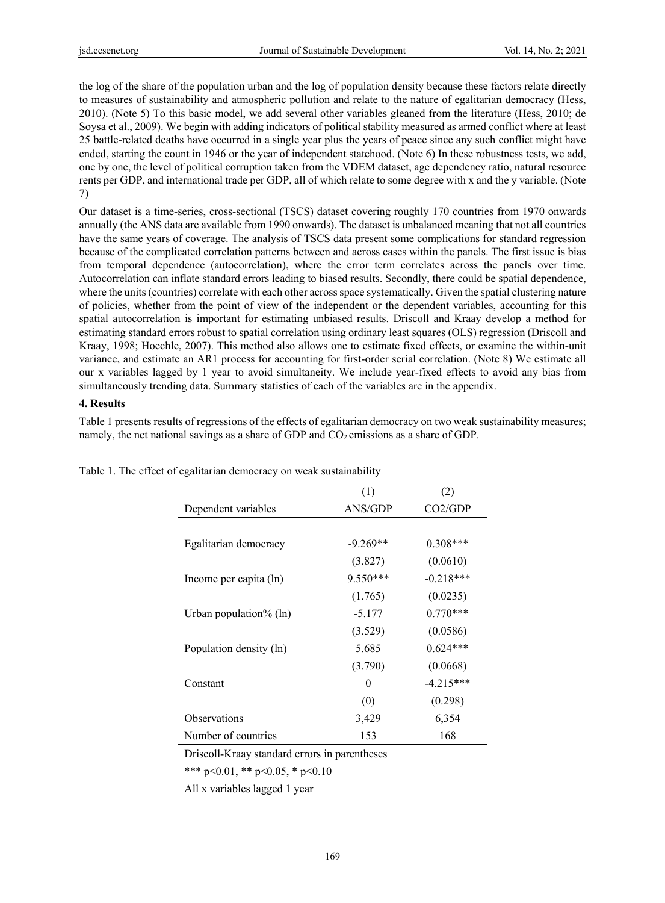the log of the share of the population urban and the log of population density because these factors relate directly to measures of sustainability and atmospheric pollution and relate to the nature of egalitarian democracy (Hess, 2010). (Note 5) To this basic model, we add several other variables gleaned from the literature (Hess, 2010; de Soysa et al., 2009). We begin with adding indicators of political stability measured as armed conflict where at least 25 battle-related deaths have occurred in a single year plus the years of peace since any such conflict might have ended, starting the count in 1946 or the year of independent statehood. (Note 6) In these robustness tests, we add, one by one, the level of political corruption taken from the VDEM dataset, age dependency ratio, natural resource rents per GDP, and international trade per GDP, all of which relate to some degree with x and the y variable. (Note 7)

Our dataset is a time-series, cross-sectional (TSCS) dataset covering roughly 170 countries from 1970 onwards annually (the ANS data are available from 1990 onwards). The dataset is unbalanced meaning that not all countries have the same years of coverage. The analysis of TSCS data present some complications for standard regression because of the complicated correlation patterns between and across cases within the panels. The first issue is bias from temporal dependence (autocorrelation), where the error term correlates across the panels over time. Autocorrelation can inflate standard errors leading to biased results. Secondly, there could be spatial dependence, where the units (countries) correlate with each other across space systematically. Given the spatial clustering nature of policies, whether from the point of view of the independent or the dependent variables, accounting for this spatial autocorrelation is important for estimating unbiased results. Driscoll and Kraay develop a method for estimating standard errors robust to spatial correlation using ordinary least squares (OLS) regression (Driscoll and Kraay, 1998; Hoechle, 2007). This method also allows one to estimate fixed effects, or examine the within-unit variance, and estimate an AR1 process for accounting for first-order serial correlation. (Note 8) We estimate all our x variables lagged by 1 year to avoid simultaneity. We include year-fixed effects to avoid any bias from simultaneously trending data. Summary statistics of each of the variables are in the appendix.

## 4. Results

Table 1 presents results of regressions of the effects of egalitarian democracy on two weak sustainability measures; namely, the net national savings as a share of GDP and $CO_2$ emissions as a share of GDP.

Table 1. The effect of egalitarian democracy on weak sustainability

| | (1) | (2) |
|---|---|---|
| Dependent variables | ANS/GDP | CO2/GDP |
| | | |
| Egalitarian democracy | -9.269** | 0.308*** |
| | (3.827) | (0.0610) |
| Income per capita (ln) | 9.550*** | -0.218*** |
| | (1.765) | (0.0235) |
| Urban population% (ln) | -5.177 | 0.770*** |
| | (3.529) | (0.0586) |
| Population density (ln) | 5.685 | 0.624*** |
| | (3.790) | (0.0668) |
| Constant | 0 | -4.215*** |
| | (0) | (0.298) |
| Observations | 3,429 | 6,354 |
| Number of countries | 153 | 168 |

Driscoll-Kraay standard errors in parentheses

*** p<0.01, ** p<0.05, * p<0.10

All x variables lagged 1 year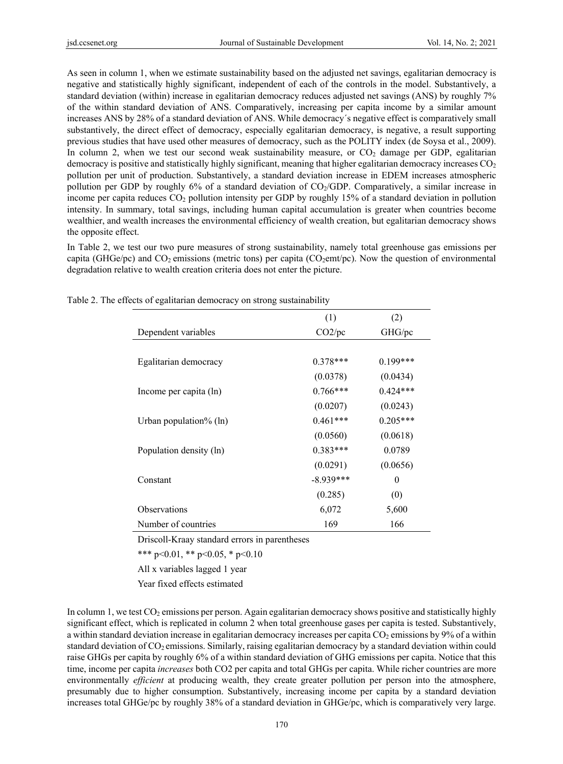As seen in column 1, when we estimate sustainability based on the adjusted net savings, egalitarian democracy is negative and statistically highly significant, independent of each of the controls in the model. Substantively, a standard deviation (within) increase in egalitarian democracy reduces adjusted net savings (ANS) by roughly 7% of the within standard deviation of ANS. Comparatively, increasing per capita income by a similar amount increases ANS by 28% of a standard deviation of ANS. While democracy´s negative effect is comparatively small substantively, the direct effect of democracy, especially egalitarian democracy, is negative, a result supporting previous studies that have used other measures of democracy, such as the POLITY index (de Soysa et al., 2009). In column 2, when we test our second weak sustainability measure, or $CO_2$ damage per GDP, egalitarian democracy is positive and statistically highly significant, meaning that higher egalitarian democracy increases $CO_2$ pollution per unit of production. Substantively, a standard deviation increase in EDEM increases atmospheric pollution per GDP by roughly 6% of a standard deviation of $CO_2$/GDP. Comparatively, a similar increase in income per capita reduces $CO_2$ pollution intensity per GDP by roughly 15% of a standard deviation in pollution intensity. In summary, total savings, including human capital accumulation is greater when countries become wealthier, and wealth increases the environmental efficiency of wealth creation, but egalitarian democracy shows the opposite effect.

In Table 2, we test our two pure measures of strong sustainability, namely total greenhouse gas emissions per capita (GHGe/pc) and $CO_2$ emissions (metric tons) per capita ($CO_2$emt/pc). Now the question of environmental degradation relative to wealth creation criteria does not enter the picture.

Table 2. The effects of egalitarian democracy on strong sustainability

| | (1) | (2) |
|---|---|---|
| Dependent variables | CO2/pc | GHG/pc |
| | | |
| Egalitarian democracy | 0.378*** | 0.199*** |
| | (0.0378) | (0.0434) |
| Income per capita (ln) | 0.766*** | 0.424*** |
| | (0.0207) | (0.0243) |
| Urban population% (ln) | 0.461*** | 0.205*** |
| | (0.0560) | (0.0618) |
| Population density (ln) | 0.383*** | 0.0789 |
| | (0.0291) | (0.0656) |
| Constant | -8.939*** | 0 |
| | (0.285) | (0) |
| Observations | 6,072 | 5,600 |
| Number of countries | 169 | 166 |

Driscoll-Kraay standard errors in parentheses

*** p<0.01, ** p<0.05, * p<0.10

All x variables lagged 1 year

Year fixed effects estimated

In column 1, we test $CO_2$ emissions per person. Again egalitarian democracy shows positive and statistically highly significant effect, which is replicated in column 2 when total greenhouse gases per capita is tested. Substantively, a within standard deviation increase in egalitarian democracy increases per capita $CO_2$ emissions by 9% of a within standard deviation of $CO_2$ emissions. Similarly, raising egalitarian democracy by a standard deviation within could raise GHGs per capita by roughly 6% of a within standard deviation of GHG emissions per capita. Notice that this time, income per capita *increases* both CO2 per capita and total GHGs per capita. While richer countries are more environmentally *efficient* at producing wealth, they create greater pollution per person into the atmosphere, presumably due to higher consumption. Substantively, increasing income per capita by a standard deviation increases total GHGe/pc by roughly 38% of a standard deviation in GHGe/pc, which is comparatively very large.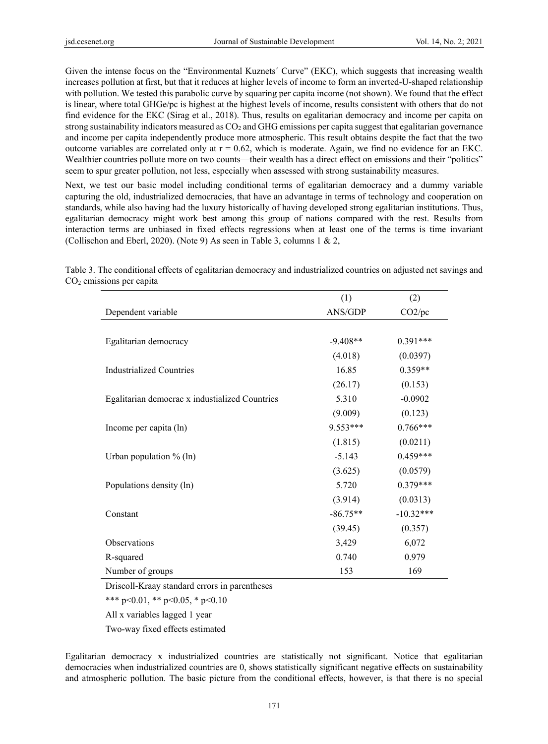Given the intense focus on the "Environmental Kuznets´ Curve" (EKC), which suggests that increasing wealth increases pollution at first, but that it reduces at higher levels of income to form an inverted-U-shaped relationship with pollution. We tested this parabolic curve by squaring per capita income (not shown). We found that the effect is linear, where total GHGe/pc is highest at the highest levels of income, results consistent with others that do not find evidence for the EKC (Sirag et al., 2018). Thus, results on egalitarian democracy and income per capita on strong sustainability indicators measured as $CO_2$ and GHG emissions per capita suggest that egalitarian governance and income per capita independently produce more atmospheric. This result obtains despite the fact that the two outcome variables are correlated only at $r = 0.62$, which is moderate. Again, we find no evidence for an EKC. Wealthier countries pollute more on two counts—their wealth has a direct effect on emissions and their "politics" seem to spur greater pollution, not less, especially when assessed with strong sustainability measures.

Next, we test our basic model including conditional terms of egalitarian democracy and a dummy variable capturing the old, industrialized democracies, that have an advantage in terms of technology and cooperation on standards, while also having had the luxury historically of having developed strong egalitarian institutions. Thus, egalitarian democracy might work best among this group of nations compared with the rest. Results from interaction terms are unbiased in fixed effects regressions when at least one of the terms is time invariant (Collischon and Eberl, 2020). (Note 9) As seen in Table 3, columns 1 & 2,

Table 3. The conditional effects of egalitarian democracy and industrialized countries on adjusted net savings and $CO_2$ emissions per capita

| | (1) | (2) |
|---|---|---|
| Dependent variable | ANS/GDP | CO2/pc |
| Egalitarian democracy | -9.408** | 0.391*** |
| | (4.018) | (0.0397) |
| Industrialized Countries | 16.85 | 0.359** |
| | (26.17) | (0.153) |
| Egalitarian democrac x industialized Countries | 5.310 | -0.0902 |
| | (9.009) | (0.123) |
| Income per capita (ln) | 9.553*** | 0.766*** |
| | (1.815) | (0.0211) |
| Urban population % (ln) | -5.143 | 0.459*** |
| | (3.625) | (0.0579) |
| Populations density (ln) | 5.720 | 0.379*** |
| | (3.914) | (0.0313) |
| Constant | -86.75** | -10.32*** |
| | (39.45) | (0.357) |
| Observations | 3,429 | 6,072 |
| R-squared | 0.740 | 0.979 |
| Number of groups | 153 | 169 |

Driscoll-Kraay standard errors in parentheses

*** p<0.01, ** p<0.05, * p<0.10

All x variables lagged 1 year

Two-way fixed effects estimated

Egalitarian democracy x industrialized countries are statistically not significant. Notice that egalitarian democracies when industrialized countries are 0, shows statistically significant negative effects on sustainability and atmospheric pollution. The basic picture from the conditional effects, however, is that there is no special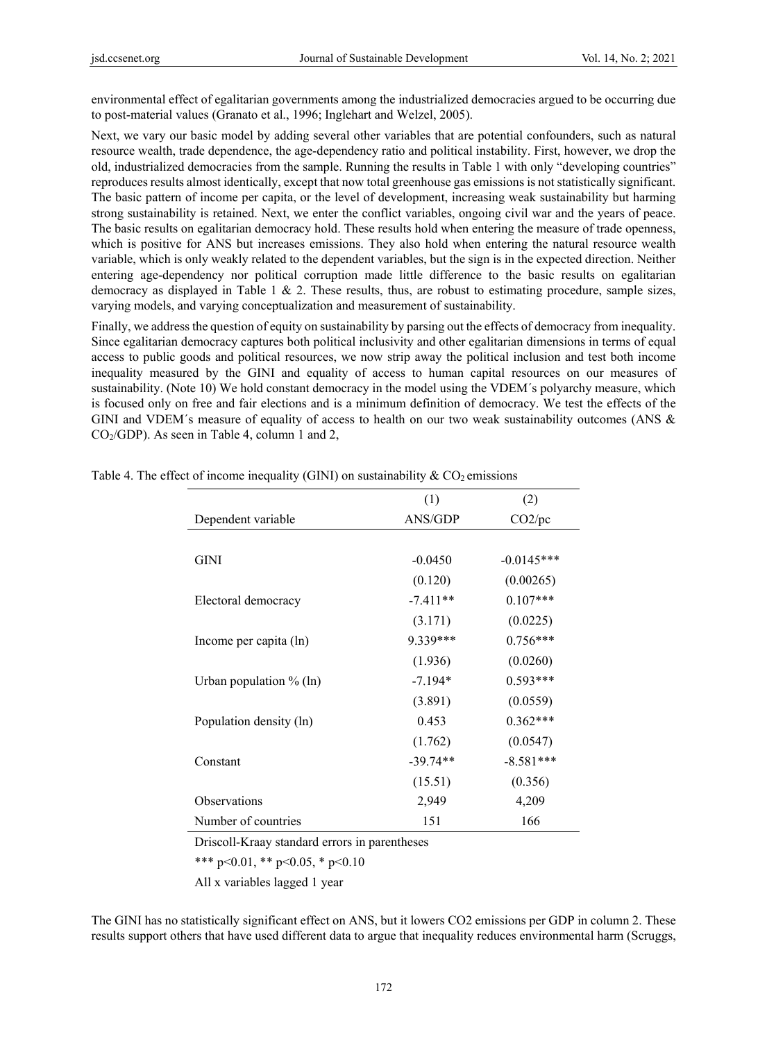environmental effect of egalitarian governments among the industrialized democracies argued to be occurring due to post-material values (Granato et al., 1996; Inglehart and Welzel, 2005).

Next, we vary our basic model by adding several other variables that are potential confounders, such as natural resource wealth, trade dependence, the age-dependency ratio and political instability. First, however, we drop the old, industrialized democracies from the sample. Running the results in Table 1 with only "developing countries" reproduces results almost identically, except that now total greenhouse gas emissions is not statistically significant. The basic pattern of income per capita, or the level of development, increasing weak sustainability but harming strong sustainability is retained. Next, we enter the conflict variables, ongoing civil war and the years of peace. The basic results on egalitarian democracy hold. These results hold when entering the measure of trade openness, which is positive for ANS but increases emissions. They also hold when entering the natural resource wealth variable, which is only weakly related to the dependent variables, but the sign is in the expected direction. Neither entering age-dependency nor political corruption made little difference to the basic results on egalitarian democracy as displayed in Table 1 & 2. These results, thus, are robust to estimating procedure, sample sizes, varying models, and varying conceptualization and measurement of sustainability.

Finally, we address the question of equity on sustainability by parsing out the effects of democracy from inequality. Since egalitarian democracy captures both political inclusivity and other egalitarian dimensions in terms of equal access to public goods and political resources, we now strip away the political inclusion and test both income inequality measured by the GINI and equality of access to human capital resources on our measures of sustainability. (Note 10) We hold constant democracy in the model using the VDEM´s polyarchy measure, which is focused only on free and fair elections and is a minimum definition of democracy. We test the effects of the GINI and VDEM´s measure of equality of access to health on our two weak sustainability outcomes (ANS & $CO_2$/GDP). As seen in Table 4, column 1 and 2,

Table 4. The effect of income inequality (GINI) on sustainability & $CO_2$ emissions

| | (1) | (2) |
|---|---|---|
| Dependent variable | ANS/GDP | CO2/pc |
| | | |
| GINI | -0.0450 | -0.0145*** |
| | (0.120) | (0.00265) |
| Electoral democracy | -7.411** | 0.107*** |
| | (3.171) | (0.0225) |
| Income per capita (ln) | 9.339*** | 0.756*** |
| | (1.936) | (0.0260) |
| Urban population % (ln) | -7.194* | 0.593*** |
| | (3.891) | (0.0559) |
| Population density (ln) | 0.453 | 0.362*** |
| | (1.762) | (0.0547) |
| Constant | -39.74** | -8.581*** |
| | (15.51) | (0.356) |
| Observations | 2,949 | 4,209 |
| Number of countries | 151 | 166 |

Driscoll-Kraay standard errors in parentheses

*** p<0.01, ** p<0.05, * p<0.10

All x variables lagged 1 year

The GINI has no statistically significant effect on ANS, but it lowers CO2 emissions per GDP in column 2. These results support others that have used different data to argue that inequality reduces environmental harm (Scruggs,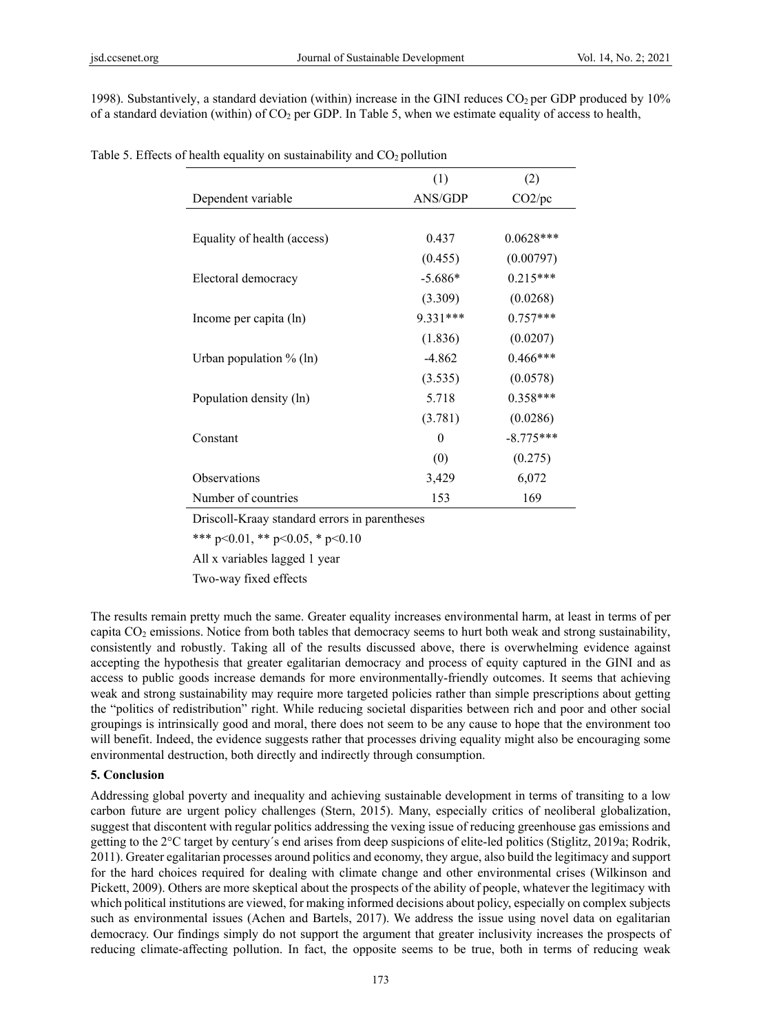1998). Substantively, a standard deviation (within) increase in the GINI reduces $CO_2$ per GDP produced by 10% of a standard deviation (within) of $CO_2$ per GDP. In Table 5, when we estimate equality of access to health,

Table 5. Effects of health equality on sustainability and $CO_2$ pollution

| | (1) | (2) |
|---|---|---|
| Dependent variable | ANS/GDP | CO2/pc |
| | | |
| Equality of health (access) | 0.437 | 0.0628*** |
| | (0.455) | (0.00797) |
| Electoral democracy | -5.686* | 0.215*** |
| | (3.309) | (0.0268) |
| Income per capita (ln) | 9.331*** | 0.757*** |
| | (1.836) | (0.0207) |
| Urban population % (ln) | -4.862 | 0.466*** |
| | (3.535) | (0.0578) |
| Population density (ln) | 5.718 | 0.358*** |
| | (3.781) | (0.0286) |
| Constant | 0 | -8.775*** |
| | (0) | (0.275) |
| Observations | 3,429 | 6,072 |
| Number of countries | 153 | 169 |

Driscoll-Kraay standard errors in parentheses

*** p<0.01, ** p<0.05, * p<0.10

All x variables lagged 1 year

Two-way fixed effects

The results remain pretty much the same. Greater equality increases environmental harm, at least in terms of per capita $CO_2$ emissions. Notice from both tables that democracy seems to hurt both weak and strong sustainability, consistently and robustly. Taking all of the results discussed above, there is overwhelming evidence against accepting the hypothesis that greater egalitarian democracy and process of equity captured in the GINI and as access to public goods increase demands for more environmentally-friendly outcomes. It seems that achieving weak and strong sustainability may require more targeted policies rather than simple prescriptions about getting the "politics of redistribution" right. While reducing societal disparities between rich and poor and other social groupings is intrinsically good and moral, there does not seem to be any cause to hope that the environment too will benefit. Indeed, the evidence suggests rather that processes driving equality might also be encouraging some environmental destruction, both directly and indirectly through consumption.

## 5. Conclusion

Addressing global poverty and inequality and achieving sustainable development in terms of transiting to a low carbon future are urgent policy challenges (Stern, 2015). Many, especially critics of neoliberal globalization, suggest that discontent with regular politics addressing the vexing issue of reducing greenhouse gas emissions and getting to the 2°C target by century´s end arises from deep suspicions of elite-led politics (Stiglitz, 2019a; Rodrik, 2011). Greater egalitarian processes around politics and economy, they argue, also build the legitimacy and support for the hard choices required for dealing with climate change and other environmental crises (Wilkinson and Pickett, 2009). Others are more skeptical about the prospects of the ability of people, whatever the legitimacy with which political institutions are viewed, for making informed decisions about policy, especially on complex subjects such as environmental issues (Achen and Bartels, 2017). We address the issue using novel data on egalitarian democracy. Our findings simply do not support the argument that greater inclusivity increases the prospects of reducing climate-affecting pollution. In fact, the opposite seems to be true, both in terms of reducing weak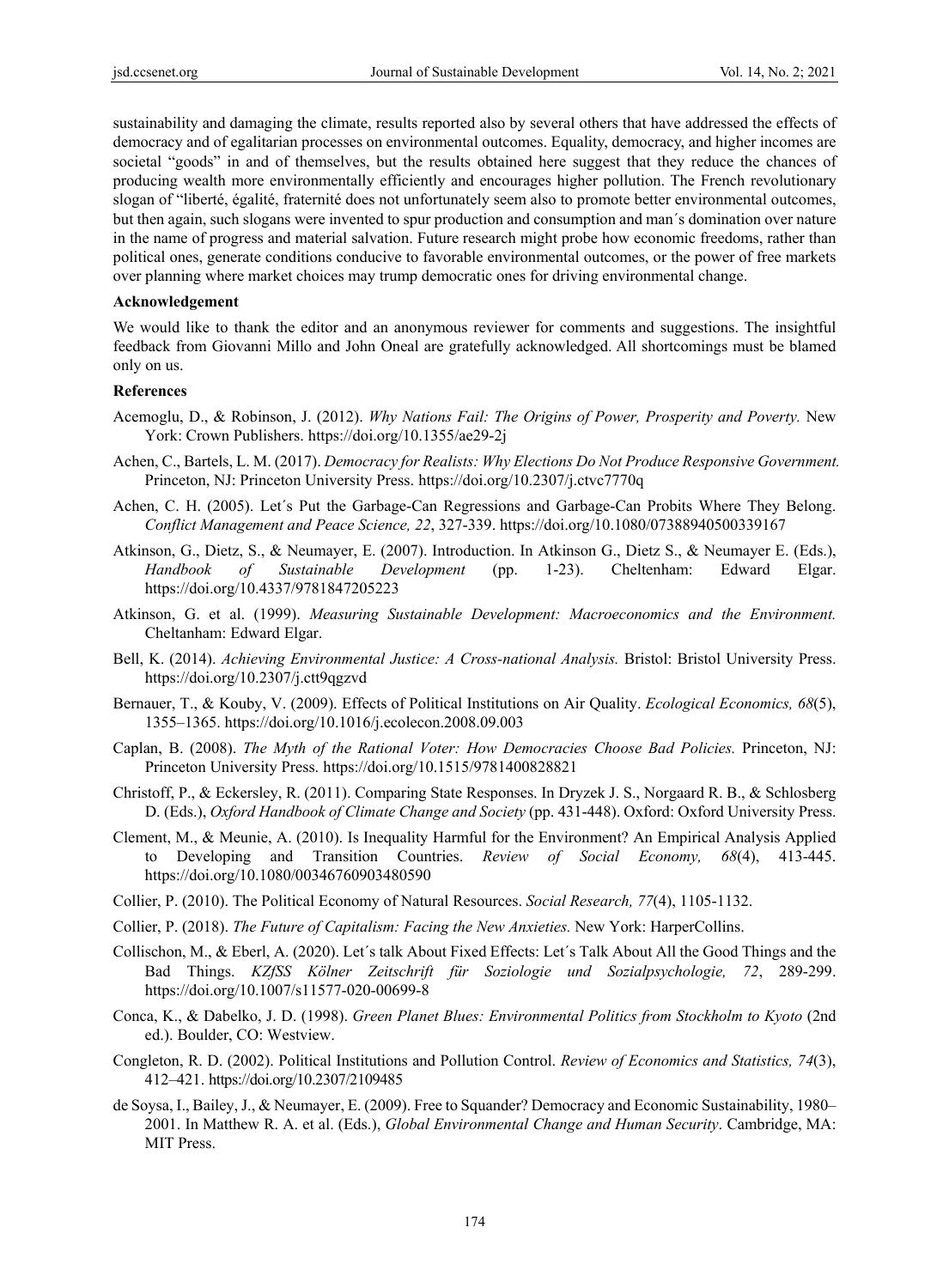sustainability and damaging the climate, results reported also by several others that have addressed the effects of democracy and of egalitarian processes on environmental outcomes. Equality, democracy, and higher incomes are societal "goods" in and of themselves, but the results obtained here suggest that they reduce the chances of producing wealth more environmentally efficiently and encourages higher pollution. The French revolutionary slogan of "liberté, égalité, fraternité does not unfortunately seem also to promote better environmental outcomes, but then again, such slogans were invented to spur production and consumption and man´s domination over nature in the name of progress and material salvation. Future research might probe how economic freedoms, rather than political ones, generate conditions conducive to favorable environmental outcomes, or the power of free markets over planning where market choices may trump democratic ones for driving environmental change.

**Acknowledgement**

We would like to thank the editor and an anonymous reviewer for comments and suggestions. The insightful feedback from Giovanni Millo and John Oneal are gratefully acknowledged. All shortcomings must be blamed only on us.

**References**

Acemoglu, D., & Robinson, J. (2012). *Why Nations Fail: The Origins of Power, Prosperity and Poverty.* New York: Crown Publishers. https://doi.org/10.1355/ae29-2j

Achen, C., Bartels, L. M. (2017). *Democracy for Realists: Why Elections Do Not Produce Responsive Government.* Princeton, NJ: Princeton University Press. https://doi.org/10.2307/j.ctvc7770q

Achen, C. H. (2005). Let´s Put the Garbage-Can Regressions and Garbage-Can Probits Where They Belong. *Conflict Management and Peace Science, 22*, 327-339. https://doi.org/10.1080/07388940500339167

Atkinson, G., Dietz, S., & Neumayer, E. (2007). Introduction. In Atkinson G., Dietz S., & Neumayer E. (Eds.), *Handbook of Sustainable Development* (pp. 1-23). Cheltenham: Edward Elgar. https://doi.org/10.4337/9781847205223

Atkinson, G. et al. (1999). *Measuring Sustainable Development: Macroeconomics and the Environment.* Cheltanham: Edward Elgar.

Bell, K. (2014). *Achieving Environmental Justice: A Cross-national Analysis.* Bristol: Bristol University Press. https://doi.org/10.2307/j.ctt9qgzvd

Bernauer, T., & Kouby, V. (2009). Effects of Political Institutions on Air Quality. *Ecological Economics, 68*(5), 1355–1365. https://doi.org/10.1016/j.ecolecon.2008.09.003

Caplan, B. (2008). *The Myth of the Rational Voter: How Democracies Choose Bad Policies.* Princeton, NJ: Princeton University Press. https://doi.org/10.1515/9781400828821

Christoff, P., & Eckersley, R. (2011). Comparing State Responses. In Dryzek J. S., Norgaard R. B., & Schlosberg D. (Eds.), *Oxford Handbook of Climate Change and Society* (pp. 431-448). Oxford: Oxford University Press.

Clement, M., & Meunie, A. (2010). Is Inequality Harmful for the Environment? An Empirical Analysis Applied to Developing and Transition Countries. *Review of Social Economy, 68*(4), 413-445. https://doi.org/10.1080/00346760903480590

Collier, P. (2010). The Political Economy of Natural Resources. *Social Research, 77*(4), 1105-1132.

Collier, P. (2018). *The Future of Capitalism: Facing the New Anxieties.* New York: HarperCollins.

Collischon, M., & Eberl, A. (2020). Let´s talk About Fixed Effects: Let´s Talk About All the Good Things and the Bad Things. *KZfSS Kölner Zeitschrift für Soziologie und Sozialpsychologie, 72*, 289-299. https://doi.org/10.1007/s11577-020-00699-8

Conca, K., & Dabelko, J. D. (1998). *Green Planet Blues: Environmental Politics from Stockholm to Kyoto* (2nd ed.). Boulder, CO: Westview.

Congleton, R. D. (2002). Political Institutions and Pollution Control. *Review of Economics and Statistics, 74*(3), 412–421. https://doi.org/10.2307/2109485

de Soysa, I., Bailey, J., & Neumayer, E. (2009). Free to Squander? Democracy and Economic Sustainability, 1980–2001. In Matthew R. A. et al. (Eds.), *Global Environmental Change and Human Security*. Cambridge, MA: MIT Press.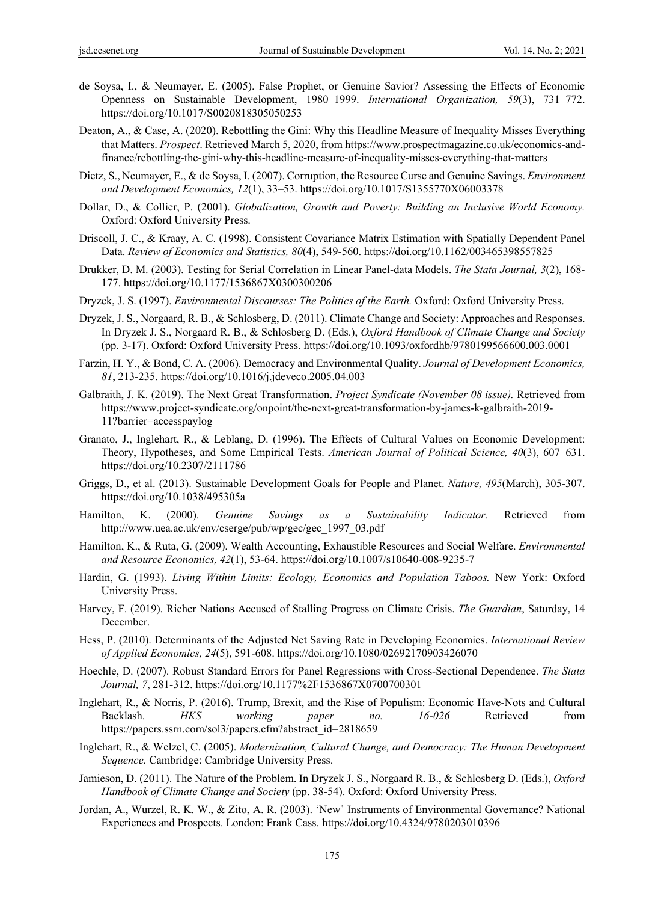de Soysa, I., & Neumayer, E. (2005). False Prophet, or Genuine Savior? Assessing the Effects of Economic Openness on Sustainable Development, 1980–1999. *International Organization, 59*(3), 731–772. https://doi.org/10.1017/S0020818305050253

Deaton, A., & Case, A. (2020). Rebottling the Gini: Why this Headline Measure of Inequality Misses Everything that Matters. *Prospect*. Retrieved March 5, 2020, from https://www.prospectmagazine.co.uk/economics-and-finance/rebottling-the-gini-why-this-headline-measure-of-inequality-misses-everything-that-matters

Dietz, S., Neumayer, E., & de Soysa, I. (2007). Corruption, the Resource Curse and Genuine Savings. *Environment and Development Economics, 12*(1), 33–53. https://doi.org/10.1017/S1355770X06003378

Dollar, D., & Collier, P. (2001). *Globalization, Growth and Poverty: Building an Inclusive World Economy.* Oxford: Oxford University Press.

Driscoll, J. C., & Kraay, A. C. (1998). Consistent Covariance Matrix Estimation with Spatially Dependent Panel Data. *Review of Economics and Statistics, 80*(4), 549-560. https://doi.org/10.1162/003465398557825

Drukker, D. M. (2003). Testing for Serial Correlation in Linear Panel-data Models. *The Stata Journal, 3*(2), 168-177. https://doi.org/10.1177/1536867X0300300206

Dryzek, J. S. (1997). *Environmental Discourses: The Politics of the Earth.* Oxford: Oxford University Press.

Dryzek, J. S., Norgaard, R. B., & Schlosberg, D. (2011). Climate Change and Society: Approaches and Responses. In Dryzek J. S., Norgaard R. B., & Schlosberg D. (Eds.), *Oxford Handbook of Climate Change and Society* (pp. 3-17). Oxford: Oxford University Press. https://doi.org/10.1093/oxfordhb/9780199566600.003.0001

Farzin, H. Y., & Bond, C. A. (2006). Democracy and Environmental Quality. *Journal of Development Economics, 81*, 213-235. https://doi.org/10.1016/j.jdeveco.2005.04.003

Galbraith, J. K. (2019). The Next Great Transformation. *Project Syndicate (November 08 issue).* Retrieved from https://www.project-syndicate.org/onpoint/the-next-great-transformation-by-james-k-galbraith-2019-11?barrier=accesspaylog

Granato, J., Inglehart, R., & Leblang, D. (1996). The Effects of Cultural Values on Economic Development: Theory, Hypotheses, and Some Empirical Tests. *American Journal of Political Science, 40*(3), 607–631. https://doi.org/10.2307/2111786

Griggs, D., et al. (2013). Sustainable Development Goals for People and Planet. *Nature, 495*(March), 305-307. https://doi.org/10.1038/495305a

Hamilton, K. (2000). *Genuine Savings as a Sustainability Indicator*. Retrieved from http://www.uea.ac.uk/env/cserge/pub/wp/gec/gec_1997_03.pdf

Hamilton, K., & Ruta, G. (2009). Wealth Accounting, Exhaustible Resources and Social Welfare. *Environmental and Resource Economics, 42*(1), 53-64. https://doi.org/10.1007/s10640-008-9235-7

Hardin, G. (1993). *Living Within Limits: Ecology, Economics and Population Taboos.* New York: Oxford University Press.

Harvey, F. (2019). Richer Nations Accused of Stalling Progress on Climate Crisis. *The Guardian*, Saturday, 14 December.

Hess, P. (2010). Determinants of the Adjusted Net Saving Rate in Developing Economies. *International Review of Applied Economics, 24*(5), 591-608. https://doi.org/10.1080/02692170903426070

Hoechle, D. (2007). Robust Standard Errors for Panel Regressions with Cross-Sectional Dependence. *The Stata Journal, 7*, 281-312. https://doi.org/10.1177%2F1536867X0700700301

Inglehart, R., & Norris, P. (2016). Trump, Brexit, and the Rise of Populism: Economic Have-Nots and Cultural Backlash. *HKS working paper no. 16-026* Retrieved from https://papers.ssrn.com/sol3/papers.cfm?abstract_id=2818659

Inglehart, R., & Welzel, C. (2005). *Modernization, Cultural Change, and Democracy: The Human Development Sequence.* Cambridge: Cambridge University Press.

Jamieson, D. (2011). The Nature of the Problem. In Dryzek J. S., Norgaard R. B., & Schlosberg D. (Eds.), *Oxford Handbook of Climate Change and Society* (pp. 38-54). Oxford: Oxford University Press.

Jordan, A., Wurzel, R. K. W., & Zito, A. R. (2003). 'New' Instruments of Environmental Governance? National Experiences and Prospects. London: Frank Cass. https://doi.org/10.4324/9780203010396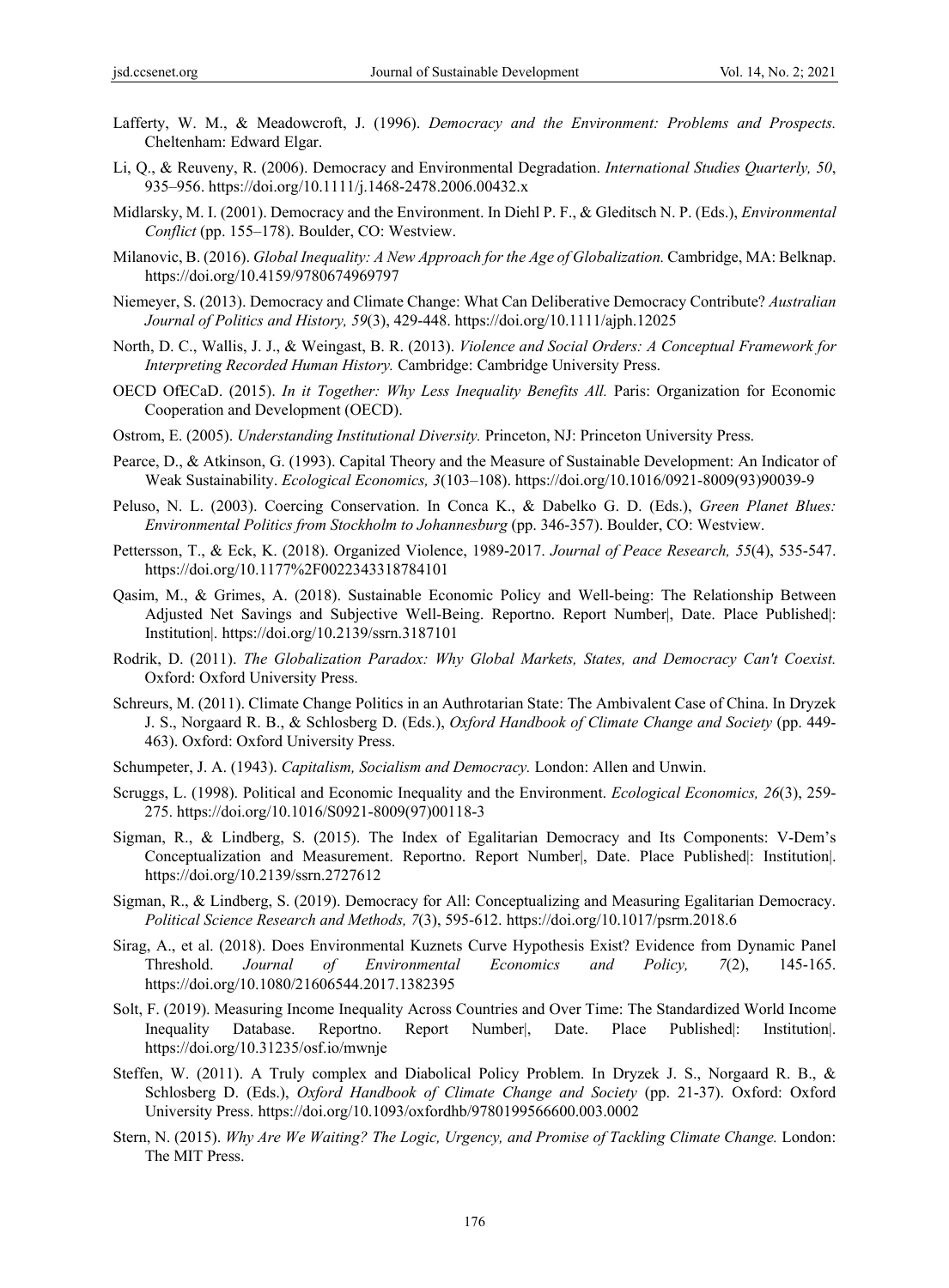Lafferty, W. M., & Meadowcroft, J. (1996). *Democracy and the Environment: Problems and Prospects.* Cheltenham: Edward Elgar.

Li, Q., & Reuveny, R. (2006). Democracy and Environmental Degradation. *International Studies Quarterly, 50*, 935–956. https://doi.org/10.1111/j.1468-2478.2006.00432.x

Midlarsky, M. I. (2001). Democracy and the Environment. In Diehl P. F., & Gleditsch N. P. (Eds.), *Environmental Conflict* (pp. 155–178). Boulder, CO: Westview.

Milanovic, B. (2016). *Global Inequality: A New Approach for the Age of Globalization.* Cambridge, MA: Belknap. https://doi.org/10.4159/9780674969797

Niemeyer, S. (2013). Democracy and Climate Change: What Can Deliberative Democracy Contribute? *Australian Journal of Politics and History, 59*(3), 429-448. https://doi.org/10.1111/ajph.12025

North, D. C., Wallis, J. J., & Weingast, B. R. (2013). *Violence and Social Orders: A Conceptual Framework for Interpreting Recorded Human History.* Cambridge: Cambridge University Press.

OECD OfECaD. (2015). *In it Together: Why Less Inequality Benefits All.* Paris: Organization for Economic Cooperation and Development (OECD).

Ostrom, E. (2005). *Understanding Institutional Diversity.* Princeton, NJ: Princeton University Press.

Pearce, D., & Atkinson, G. (1993). Capital Theory and the Measure of Sustainable Development: An Indicator of Weak Sustainability. *Ecological Economics, 3*(103–108). https://doi.org/10.1016/0921-8009(93)90039-9

Peluso, N. L. (2003). Coercing Conservation. In Conca K., & Dabelko G. D. (Eds.), *Green Planet Blues: Environmental Politics from Stockholm to Johannesburg* (pp. 346-357). Boulder, CO: Westview.

Pettersson, T., & Eck, K. (2018). Organized Violence, 1989-2017. *Journal of Peace Research, 55*(4), 535-547. https://doi.org/10.1177%2F0022343318784101

Qasim, M., & Grimes, A. (2018). Sustainable Economic Policy and Well-being: The Relationship Between Adjusted Net Savings and Subjective Well-Being. Reportno. Report Number|, Date. Place Published|: Institution|. https://doi.org/10.2139/ssrn.3187101

Rodrik, D. (2011). *The Globalization Paradox: Why Global Markets, States, and Democracy Can't Coexist.* Oxford: Oxford University Press.

Schreurs, M. (2011). Climate Change Politics in an Authrotarian State: The Ambivalent Case of China. In Dryzek J. S., Norgaard R. B., & Schlosberg D. (Eds.), *Oxford Handbook of Climate Change and Society* (pp. 449-463). Oxford: Oxford University Press.

Schumpeter, J. A. (1943). *Capitalism, Socialism and Democracy.* London: Allen and Unwin.

Scruggs, L. (1998). Political and Economic Inequality and the Environment. *Ecological Economics, 26*(3), 259-275. https://doi.org/10.1016/S0921-8009(97)00118-3

Sigman, R., & Lindberg, S. (2015). The Index of Egalitarian Democracy and Its Components: V-Dem's Conceptualization and Measurement. Reportno. Report Number|, Date. Place Published|: Institution|. https://doi.org/10.2139/ssrn.2727612

Sigman, R., & Lindberg, S. (2019). Democracy for All: Conceptualizing and Measuring Egalitarian Democracy. *Political Science Research and Methods, 7*(3), 595-612. https://doi.org/10.1017/psrm.2018.6

Sirag, A., et al. (2018). Does Environmental Kuznets Curve Hypothesis Exist? Evidence from Dynamic Panel Threshold. *Journal of Environmental Economics and Policy, 7*(2), 145-165. https://doi.org/10.1080/21606544.2017.1382395

Solt, F. (2019). Measuring Income Inequality Across Countries and Over Time: The Standardized World Income Inequality Database. Reportno. Report Number|, Date. Place Published|: Institution|. https://doi.org/10.31235/osf.io/mwnje

Steffen, W. (2011). A Truly complex and Diabolical Policy Problem. In Dryzek J. S., Norgaard R. B., & Schlosberg D. (Eds.), *Oxford Handbook of Climate Change and Society* (pp. 21-37). Oxford: Oxford University Press. https://doi.org/10.1093/oxfordhb/9780199566600.003.0002

Stern, N. (2015). *Why Are We Waiting? The Logic, Urgency, and Promise of Tackling Climate Change.* London: The MIT Press.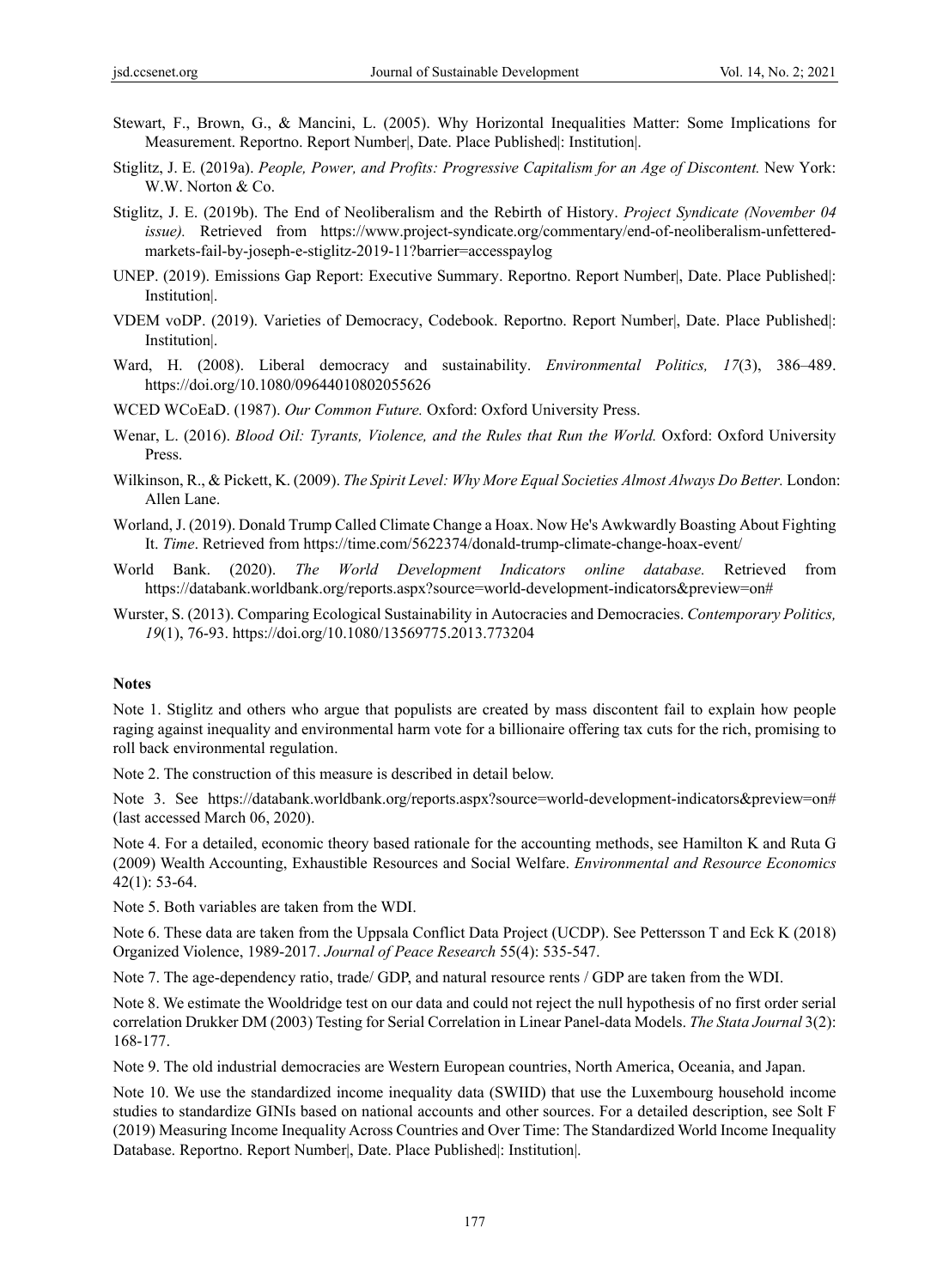Stewart, F., Brown, G., & Mancini, L. (2005). Why Horizontal Inequalities Matter: Some Implications for Measurement. Reportno. Report Number|, Date. Place Published|: Institution|.

Stiglitz, J. E. (2019a). *People, Power, and Profits: Progressive Capitalism for an Age of Discontent.* New York: W.W. Norton & Co.

Stiglitz, J. E. (2019b). The End of Neoliberalism and the Rebirth of History. *Project Syndicate (November 04 issue).* Retrieved from https://www.project-syndicate.org/commentary/end-of-neoliberalism-unfettered-markets-fail-by-joseph-e-stiglitz-2019-11?barrier=accesspaylog

UNEP. (2019). Emissions Gap Report: Executive Summary. Reportno. Report Number|, Date. Place Published|: Institution|.

VDEM voDP. (2019). Varieties of Democracy, Codebook. Reportno. Report Number|, Date. Place Published|: Institution|.

Ward, H. (2008). Liberal democracy and sustainability. *Environmental Politics, 17*(3), 386–489. https://doi.org/10.1080/09644010802055626

WCED WCoEaD. (1987). *Our Common Future.* Oxford: Oxford University Press.

Wenar, L. (2016). *Blood Oil: Tyrants, Violence, and the Rules that Run the World.* Oxford: Oxford University Press.

Wilkinson, R., & Pickett, K. (2009). *The Spirit Level: Why More Equal Societies Almost Always Do Better.* London: Allen Lane.

Worland, J. (2019). Donald Trump Called Climate Change a Hoax. Now He's Awkwardly Boasting About Fighting It. *Time*. Retrieved from https://time.com/5622374/donald-trump-climate-change-hoax-event/

World Bank. (2020). *The World Development Indicators online database.* Retrieved from https://databank.worldbank.org/reports.aspx?source=world-development-indicators&preview=on#

Wurster, S. (2013). Comparing Ecological Sustainability in Autocracies and Democracies. *Contemporary Politics, 19*(1), 76-93. https://doi.org/10.1080/13569775.2013.773204

**Notes**

Note 1. Stiglitz and others who argue that populists are created by mass discontent fail to explain how people raging against inequality and environmental harm vote for a billionaire offering tax cuts for the rich, promising to roll back environmental regulation.

Note 2. The construction of this measure is described in detail below.

Note 3. See https://databank.worldbank.org/reports.aspx?source=world-development-indicators&preview=on# (last accessed March 06, 2020).

Note 4. For a detailed, economic theory based rationale for the accounting methods, see Hamilton K and Ruta G (2009) Wealth Accounting, Exhaustible Resources and Social Welfare. *Environmental and Resource Economics* 42(1): 53-64.

Note 5. Both variables are taken from the WDI.

Note 6. These data are taken from the Uppsala Conflict Data Project (UCDP). See Pettersson T and Eck K (2018) Organized Violence, 1989-2017. *Journal of Peace Research* 55(4): 535-547.

Note 7. The age-dependency ratio, trade/ GDP, and natural resource rents / GDP are taken from the WDI.

Note 8. We estimate the Wooldridge test on our data and could not reject the null hypothesis of no first order serial correlation Drukker DM (2003) Testing for Serial Correlation in Linear Panel-data Models. *The Stata Journal* 3(2): 168-177.

Note 9. The old industrial democracies are Western European countries, North America, Oceania, and Japan.

Note 10. We use the standardized income inequality data (SWIID) that use the Luxembourg household income studies to standardize GINIs based on national accounts and other sources. For a detailed description, see Solt F (2019) Measuring Income Inequality Across Countries and Over Time: The Standardized World Income Inequality Database. Reportno. Report Number|, Date. Place Published|: Institution|.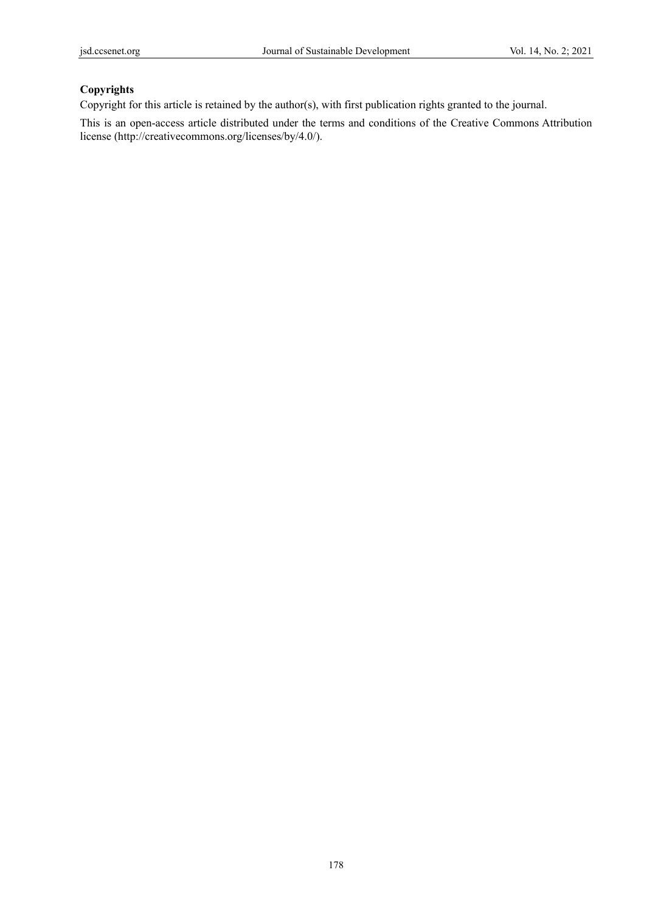**Copyrights**

Copyright for this article is retained by the author(s), with first publication rights granted to the journal.

This is an open-access article distributed under the terms and conditions of the Creative Commons Attribution license (http://creativecommons.org/licenses/by/4.0/).